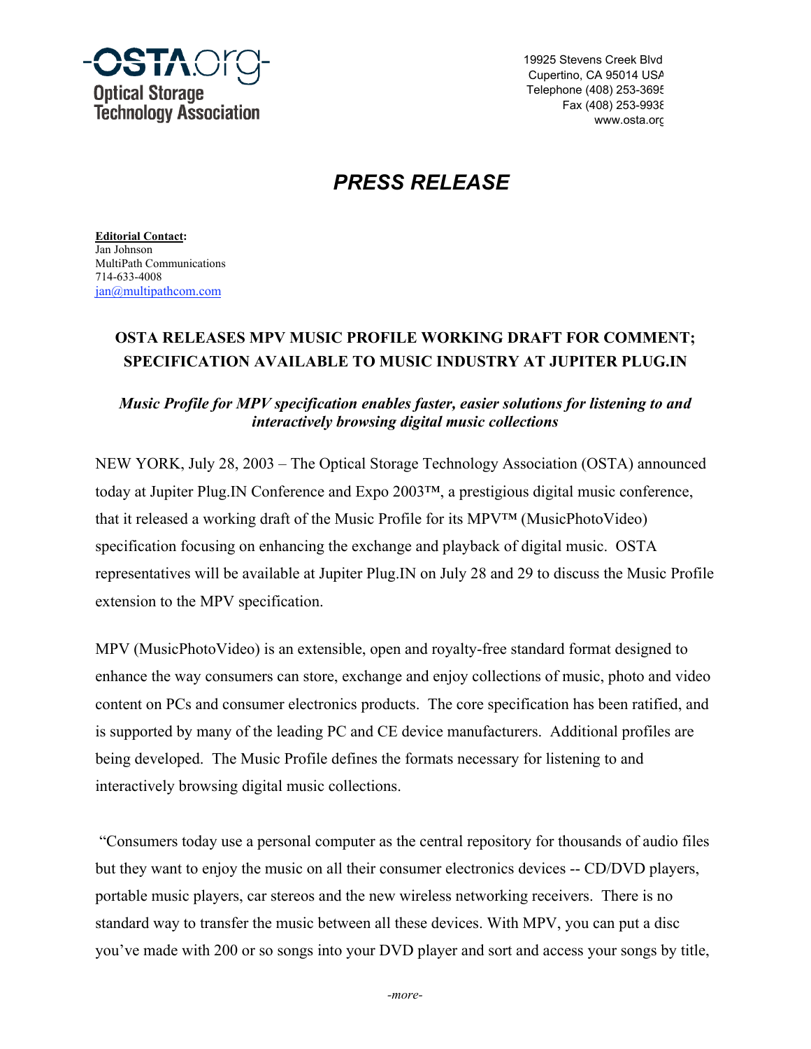**-OSTA.org-**
**Optical Storage Technology Association**

19925 Stevens Creek Blvd
Cupertino, CA 95014 USA
Telephone (408) 253-3695
Fax (408) 253-9938
www.osta.org

# *PRESS RELEASE*

**Editorial Contact:**
Jan Johnson
MultiPath Communications
714-633-4008
jan@multipathcom.com

## OSTA RELEASES MPV MUSIC PROFILE WORKING DRAFT FOR COMMENT; SPECIFICATION AVAILABLE TO MUSIC INDUSTRY AT JUPITER PLUG.IN

***Music Profile for MPV specification enables faster, easier solutions for listening to and interactively browsing digital music collections***

NEW YORK, July 28, 2003 – The Optical Storage Technology Association (OSTA) announced today at Jupiter Plug.IN Conference and Expo 2003™, a prestigious digital music conference, that it released a working draft of the Music Profile for its MPV™ (MusicPhotoVideo) specification focusing on enhancing the exchange and playback of digital music. OSTA representatives will be available at Jupiter Plug.IN on July 28 and 29 to discuss the Music Profile extension to the MPV specification.

MPV (MusicPhotoVideo) is an extensible, open and royalty-free standard format designed to enhance the way consumers can store, exchange and enjoy collections of music, photo and video content on PCs and consumer electronics products. The core specification has been ratified, and is supported by many of the leading PC and CE device manufacturers. Additional profiles are being developed. The Music Profile defines the formats necessary for listening to and interactively browsing digital music collections.

"Consumers today use a personal computer as the central repository for thousands of audio files but they want to enjoy the music on all their consumer electronics devices -- CD/DVD players, portable music players, car stereos and the new wireless networking receivers. There is no standard way to transfer the music between all these devices. With MPV, you can put a disc you've made with 200 or so songs into your DVD player and sort and access your songs by title,

*-more-*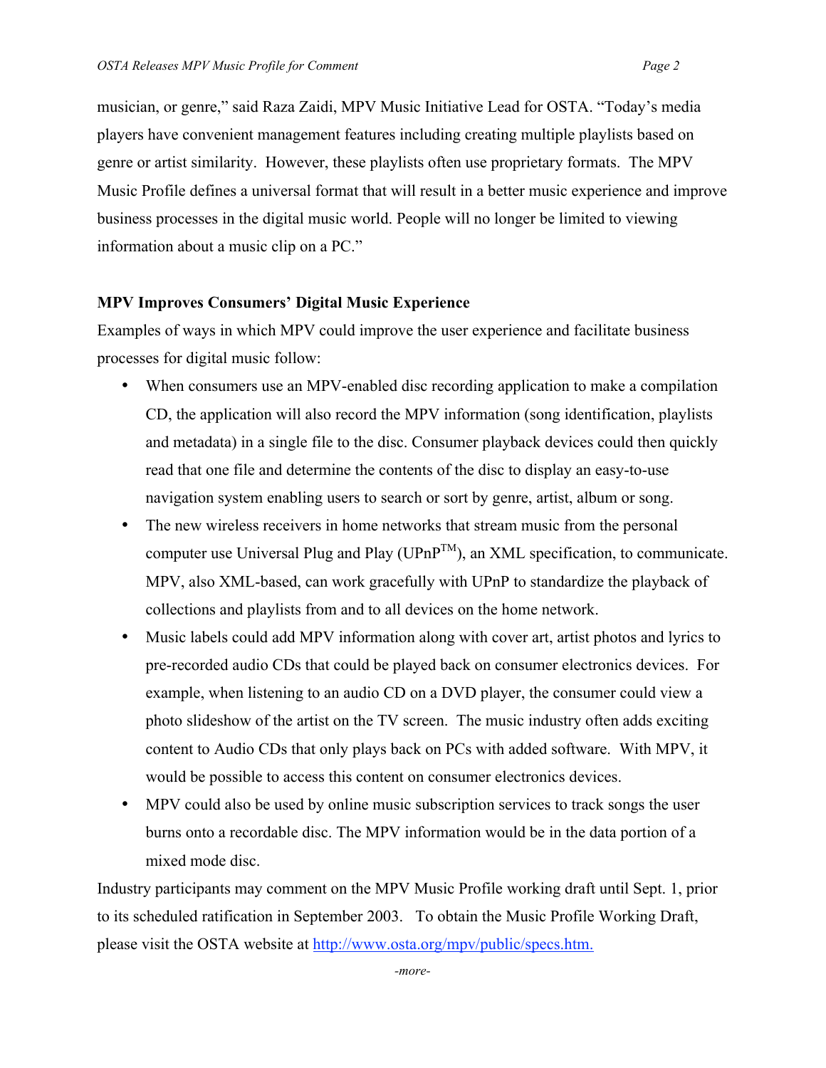musician, or genre," said Raza Zaidi, MPV Music Initiative Lead for OSTA. "Today's media players have convenient management features including creating multiple playlists based on genre or artist similarity. However, these playlists often use proprietary formats. The MPV Music Profile defines a universal format that will result in a better music experience and improve business processes in the digital music world. People will no longer be limited to viewing information about a music clip on a PC."

**MPV Improves Consumers' Digital Music Experience**

Examples of ways in which MPV could improve the user experience and facilitate business processes for digital music follow:

- When consumers use an MPV-enabled disc recording application to make a compilation CD, the application will also record the MPV information (song identification, playlists and metadata) in a single file to the disc. Consumer playback devices could then quickly read that one file and determine the contents of the disc to display an easy-to-use navigation system enabling users to search or sort by genre, artist, album or song.
- The new wireless receivers in home networks that stream music from the personal computer use Universal Plug and Play (UPnP™), an XML specification, to communicate. MPV, also XML-based, can work gracefully with UPnP to standardize the playback of collections and playlists from and to all devices on the home network.
- Music labels could add MPV information along with cover art, artist photos and lyrics to pre-recorded audio CDs that could be played back on consumer electronics devices. For example, when listening to an audio CD on a DVD player, the consumer could view a photo slideshow of the artist on the TV screen. The music industry often adds exciting content to Audio CDs that only plays back on PCs with added software. With MPV, it would be possible to access this content on consumer electronics devices.
- MPV could also be used by online music subscription services to track songs the user burns onto a recordable disc. The MPV information would be in the data portion of a mixed mode disc.

Industry participants may comment on the MPV Music Profile working draft until Sept. 1, prior to its scheduled ratification in September 2003. To obtain the Music Profile Working Draft, please visit the OSTA website at http://www.osta.org/mpv/public/specs.htm.

*-more-*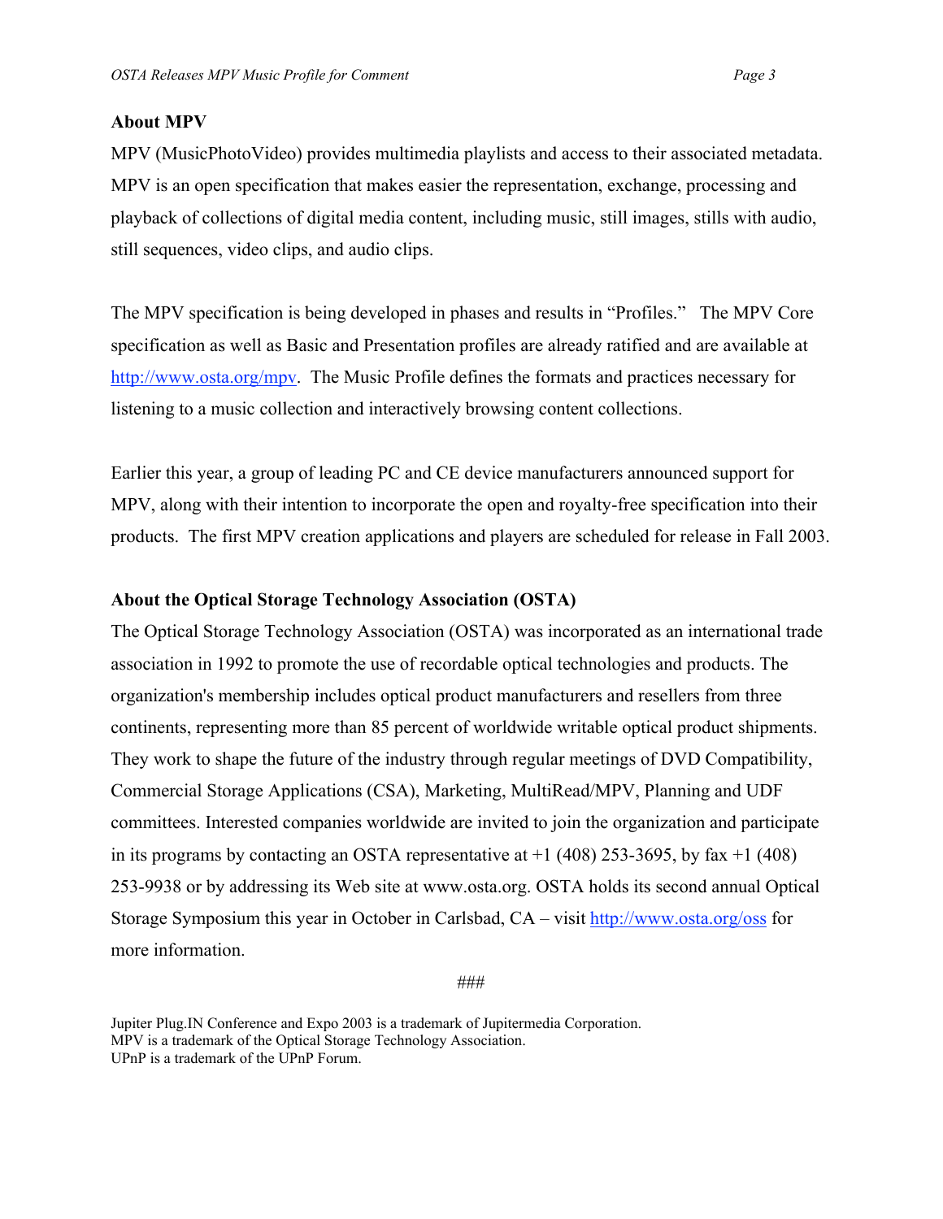**About MPV**

MPV (MusicPhotoVideo) provides multimedia playlists and access to their associated metadata. MPV is an open specification that makes easier the representation, exchange, processing and playback of collections of digital media content, including music, still images, stills with audio, still sequences, video clips, and audio clips.

The MPV specification is being developed in phases and results in "Profiles." The MPV Core specification as well as Basic and Presentation profiles are already ratified and are available at http://www.osta.org/mpv. The Music Profile defines the formats and practices necessary for listening to a music collection and interactively browsing content collections.

Earlier this year, a group of leading PC and CE device manufacturers announced support for MPV, along with their intention to incorporate the open and royalty-free specification into their products. The first MPV creation applications and players are scheduled for release in Fall 2003.

**About the Optical Storage Technology Association (OSTA)**

The Optical Storage Technology Association (OSTA) was incorporated as an international trade association in 1992 to promote the use of recordable optical technologies and products. The organization's membership includes optical product manufacturers and resellers from three continents, representing more than 85 percent of worldwide writable optical product shipments. They work to shape the future of the industry through regular meetings of DVD Compatibility, Commercial Storage Applications (CSA), Marketing, MultiRead/MPV, Planning and UDF committees. Interested companies worldwide are invited to join the organization and participate in its programs by contacting an OSTA representative at +1 (408) 253-3695, by fax +1 (408) 253-9938 or by addressing its Web site at www.osta.org. OSTA holds its second annual Optical Storage Symposium this year in October in Carlsbad, CA – visit http://www.osta.org/oss for more information.

###

Jupiter Plug.IN Conference and Expo 2003 is a trademark of Jupitermedia Corporation.
MPV is a trademark of the Optical Storage Technology Association.
UPnP is a trademark of the UPnP Forum.